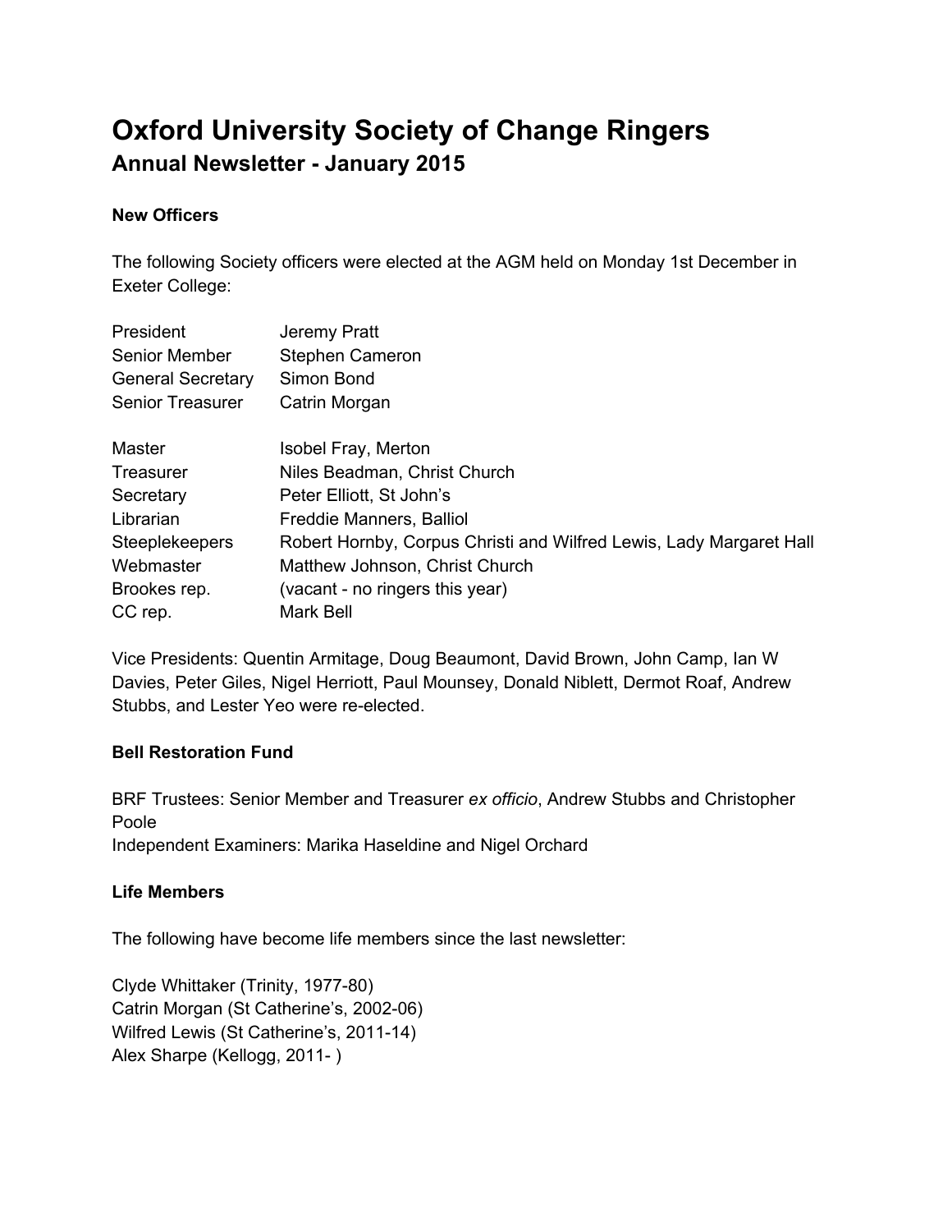# Oxford University Society of Change Ringers

## Annual Newsletter - January 2015

### New Officers

The following Society officers were elected at the AGM held on Monday 1st December in Exeter College:

| | |
|---|---|
| President | Jeremy Pratt |
| Senior Member | Stephen Cameron |
| General Secretary | Simon Bond |
| Senior Treasurer | Catrin Morgan |

| | |
|---|---|
| Master | Isobel Fray, Merton |
| Treasurer | Niles Beadman, Christ Church |
| Secretary | Peter Elliott, St John's |
| Librarian | Freddie Manners, Balliol |
| Steeplekeepers | Robert Hornby, Corpus Christi and Wilfred Lewis, Lady Margaret Hall |
| Webmaster | Matthew Johnson, Christ Church |
| Brookes rep. | (vacant - no ringers this year) |
| CC rep. | Mark Bell |

Vice Presidents: Quentin Armitage, Doug Beaumont, David Brown, John Camp, Ian W Davies, Peter Giles, Nigel Herriott, Paul Mounsey, Donald Niblett, Dermot Roaf, Andrew Stubbs, and Lester Yeo were re-elected.

### Bell Restoration Fund

BRF Trustees: Senior Member and Treasurer *ex officio*, Andrew Stubbs and Christopher Poole
Independent Examiners: Marika Haseldine and Nigel Orchard

### Life Members

The following have become life members since the last newsletter:

Clyde Whittaker (Trinity, 1977-80)
Catrin Morgan (St Catherine's, 2002-06)
Wilfred Lewis (St Catherine's, 2011-14)
Alex Sharpe (Kellogg, 2011- )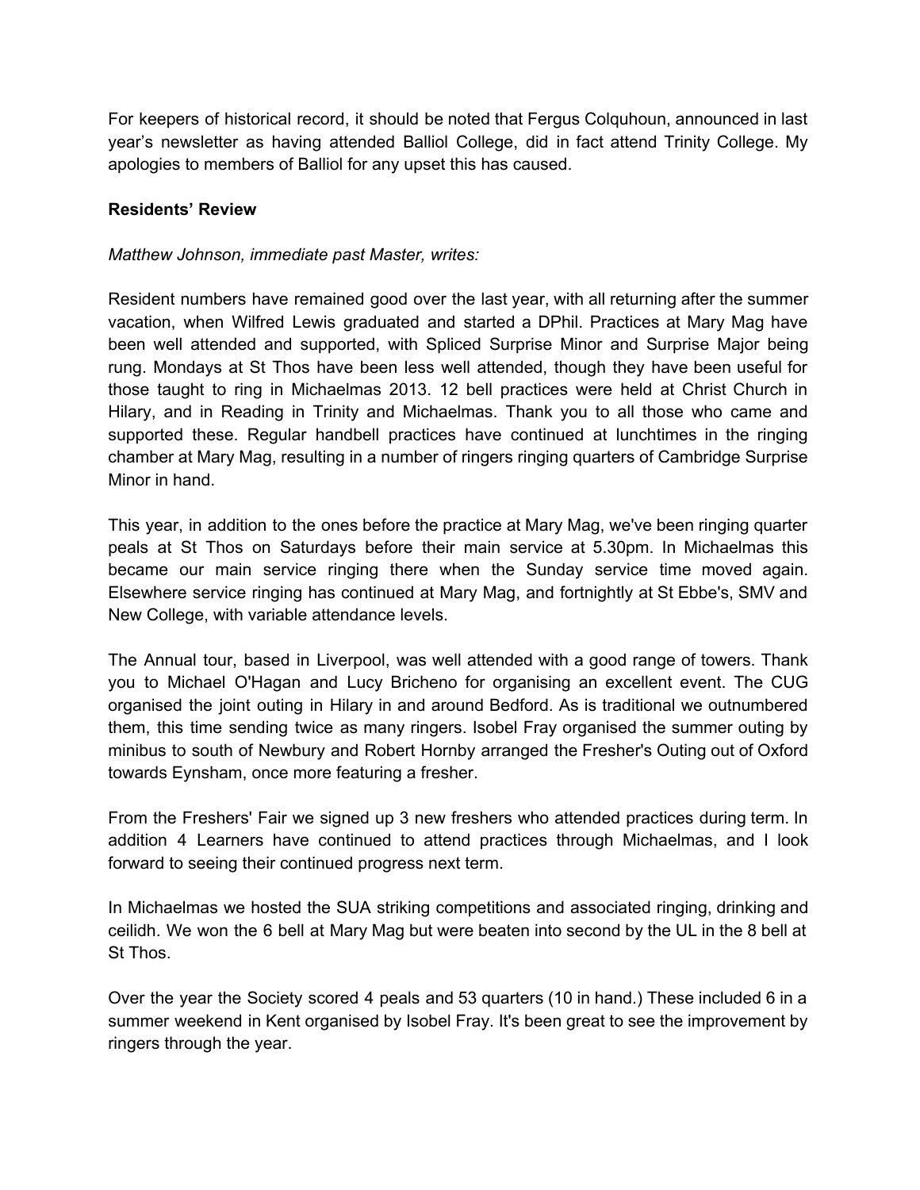For keepers of historical record, it should be noted that Fergus Colquhoun, announced in last year's newsletter as having attended Balliol College, did in fact attend Trinity College. My apologies to members of Balliol for any upset this has caused.

**Residents' Review**

*Matthew Johnson, immediate past Master, writes:*

Resident numbers have remained good over the last year, with all returning after the summer vacation, when Wilfred Lewis graduated and started a DPhil. Practices at Mary Mag have been well attended and supported, with Spliced Surprise Minor and Surprise Major being rung. Mondays at St Thos have been less well attended, though they have been useful for those taught to ring in Michaelmas 2013. 12 bell practices were held at Christ Church in Hilary, and in Reading in Trinity and Michaelmas. Thank you to all those who came and supported these. Regular handbell practices have continued at lunchtimes in the ringing chamber at Mary Mag, resulting in a number of ringers ringing quarters of Cambridge Surprise Minor in hand.

This year, in addition to the ones before the practice at Mary Mag, we've been ringing quarter peals at St Thos on Saturdays before their main service at 5.30pm. In Michaelmas this became our main service ringing there when the Sunday service time moved again. Elsewhere service ringing has continued at Mary Mag, and fortnightly at St Ebbe's, SMV and New College, with variable attendance levels.

The Annual tour, based in Liverpool, was well attended with a good range of towers. Thank you to Michael O'Hagan and Lucy Bricheno for organising an excellent event. The CUG organised the joint outing in Hilary in and around Bedford. As is traditional we outnumbered them, this time sending twice as many ringers. Isobel Fray organised the summer outing by minibus to south of Newbury and Robert Hornby arranged the Fresher's Outing out of Oxford towards Eynsham, once more featuring a fresher.

From the Freshers' Fair we signed up 3 new freshers who attended practices during term. In addition 4 Learners have continued to attend practices through Michaelmas, and I look forward to seeing their continued progress next term.

In Michaelmas we hosted the SUA striking competitions and associated ringing, drinking and ceilidh. We won the 6 bell at Mary Mag but were beaten into second by the UL in the 8 bell at St Thos.

Over the year the Society scored 4 peals and 53 quarters (10 in hand.) These included 6 in a summer weekend in Kent organised by Isobel Fray. It's been great to see the improvement by ringers through the year.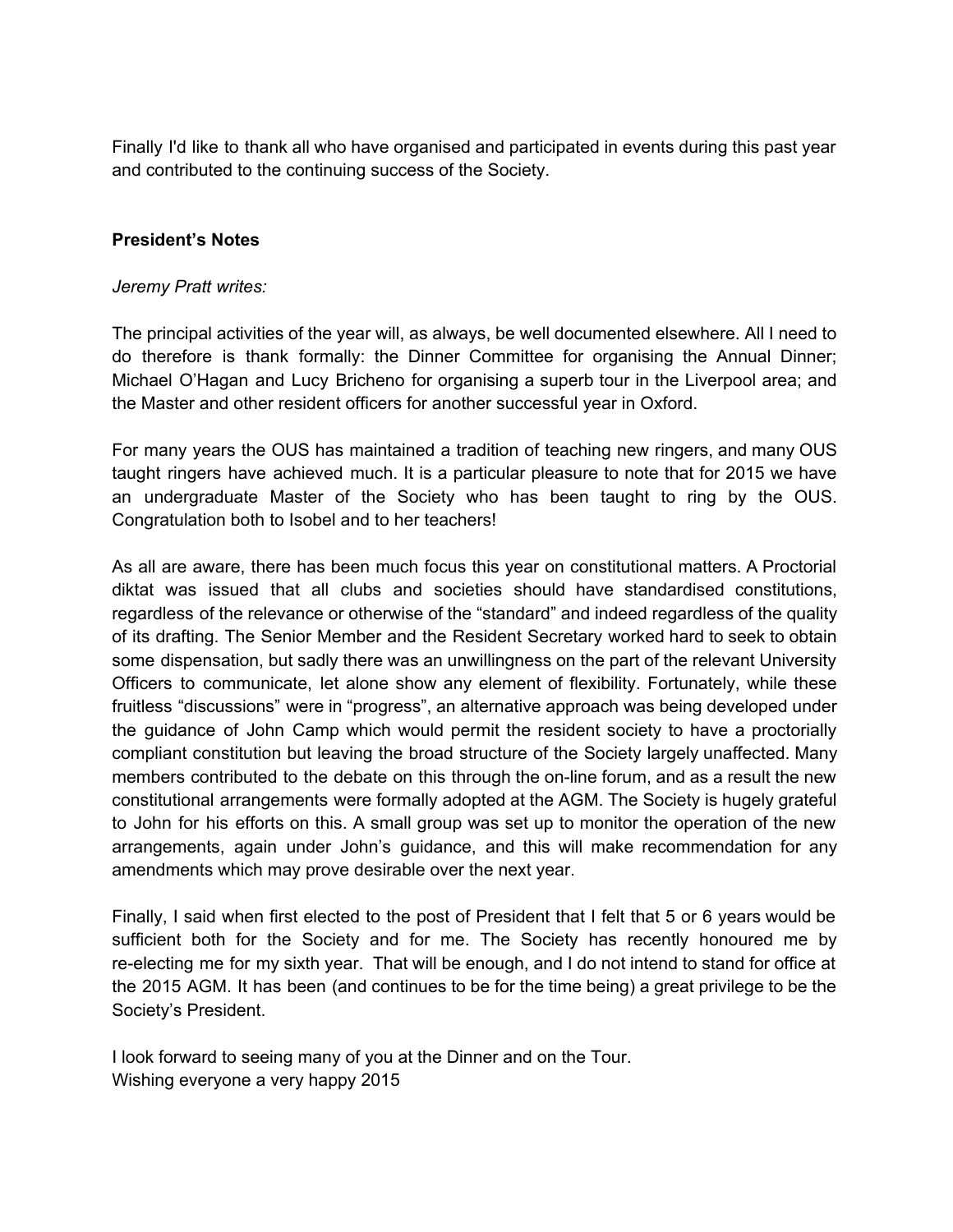Finally I'd like to thank all who have organised and participated in events during this past year and contributed to the continuing success of the Society.

**President's Notes**

*Jeremy Pratt writes:*

The principal activities of the year will, as always, be well documented elsewhere. All I need to do therefore is thank formally: the Dinner Committee for organising the Annual Dinner; Michael O'Hagan and Lucy Bricheno for organising a superb tour in the Liverpool area; and the Master and other resident officers for another successful year in Oxford.

For many years the OUS has maintained a tradition of teaching new ringers, and many OUS taught ringers have achieved much. It is a particular pleasure to note that for 2015 we have an undergraduate Master of the Society who has been taught to ring by the OUS. Congratulation both to Isobel and to her teachers!

As all are aware, there has been much focus this year on constitutional matters. A Proctorial diktat was issued that all clubs and societies should have standardised constitutions, regardless of the relevance or otherwise of the "standard" and indeed regardless of the quality of its drafting. The Senior Member and the Resident Secretary worked hard to seek to obtain some dispensation, but sadly there was an unwillingness on the part of the relevant University Officers to communicate, let alone show any element of flexibility. Fortunately, while these fruitless "discussions" were in "progress", an alternative approach was being developed under the guidance of John Camp which would permit the resident society to have a proctorially compliant constitution but leaving the broad structure of the Society largely unaffected. Many members contributed to the debate on this through the on-line forum, and as a result the new constitutional arrangements were formally adopted at the AGM. The Society is hugely grateful to John for his efforts on this. A small group was set up to monitor the operation of the new arrangements, again under John's guidance, and this will make recommendation for any amendments which may prove desirable over the next year.

Finally, I said when first elected to the post of President that I felt that 5 or 6 years would be sufficient both for the Society and for me. The Society has recently honoured me by re-electing me for my sixth year. That will be enough, and I do not intend to stand for office at the 2015 AGM. It has been (and continues to be for the time being) a great privilege to be the Society's President.

I look forward to seeing many of you at the Dinner and on the Tour.
Wishing everyone a very happy 2015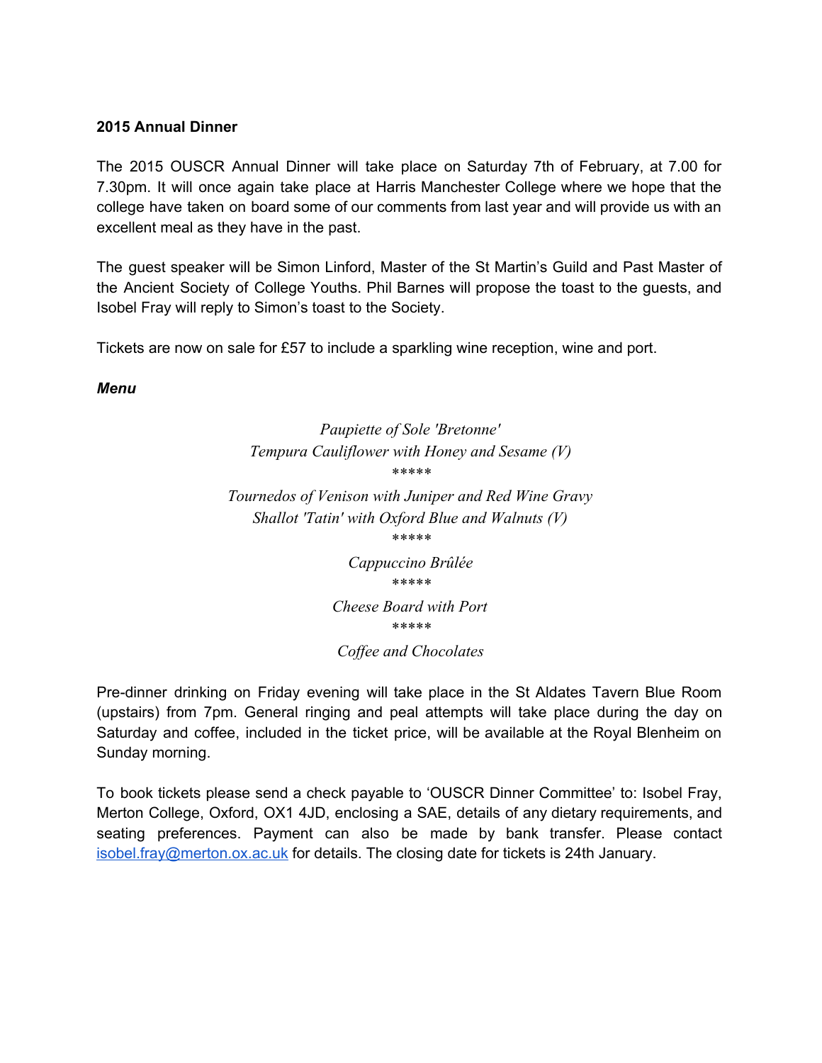**2015 Annual Dinner**

The 2015 OUSCR Annual Dinner will take place on Saturday 7th of February, at 7.00 for 7.30pm. It will once again take place at Harris Manchester College where we hope that the college have taken on board some of our comments from last year and will provide us with an excellent meal as they have in the past.

The guest speaker will be Simon Linford, Master of the St Martin's Guild and Past Master of the Ancient Society of College Youths. Phil Barnes will propose the toast to the guests, and Isobel Fray will reply to Simon's toast to the Society.

Tickets are now on sale for £57 to include a sparkling wine reception, wine and port.

***Menu***

*Paupiette of Sole 'Bretonne'*
*Tempura Cauliflower with Honey and Sesame (V)*
*****
*Tournedos of Venison with Juniper and Red Wine Gravy*
*Shallot 'Tatin' with Oxford Blue and Walnuts (V)*
*****
*Cappuccino Brûlée*
*****
*Cheese Board with Port*
*****
*Coffee and Chocolates*

Pre-dinner drinking on Friday evening will take place in the St Aldates Tavern Blue Room (upstairs) from 7pm. General ringing and peal attempts will take place during the day on Saturday and coffee, included in the ticket price, will be available at the Royal Blenheim on Sunday morning.

To book tickets please send a check payable to 'OUSCR Dinner Committee' to: Isobel Fray, Merton College, Oxford, OX1 4JD, enclosing a SAE, details of any dietary requirements, and seating preferences. Payment can also be made by bank transfer. Please contact isobel.fray@merton.ox.ac.uk for details. The closing date for tickets is 24th January.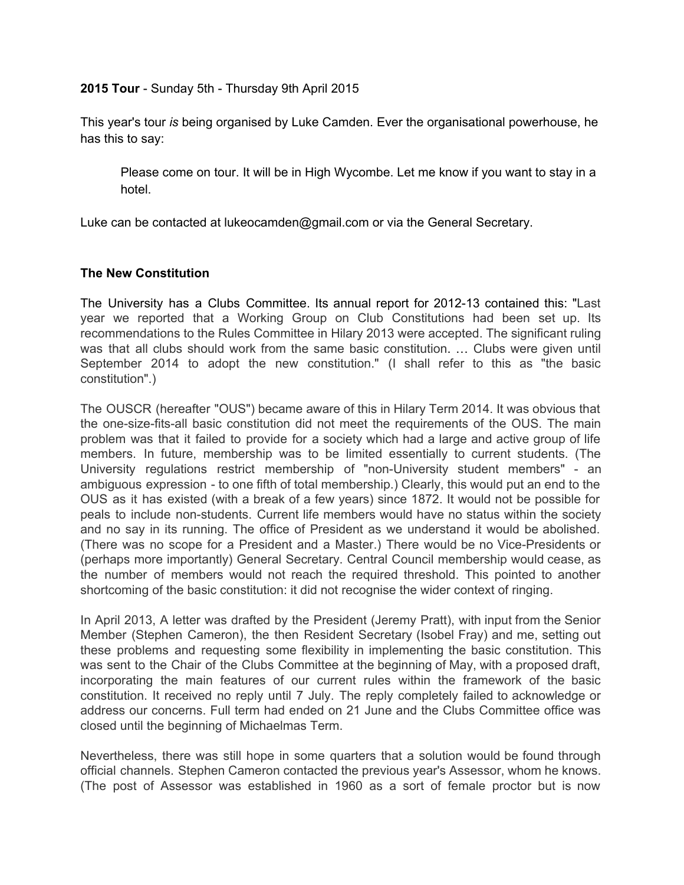**2015 Tour** - Sunday 5th - Thursday 9th April 2015

This year's tour *is* being organised by Luke Camden. Ever the organisational powerhouse, he has this to say:

> Please come on tour. It will be in High Wycombe. Let me know if you want to stay in a hotel.

Luke can be contacted at lukeocamden@gmail.com or via the General Secretary.

**The New Constitution**

The University has a Clubs Committee. Its annual report for 2012-13 contained this: "Last year we reported that a Working Group on Club Constitutions had been set up. Its recommendations to the Rules Committee in Hilary 2013 were accepted. The significant ruling was that all clubs should work from the same basic constitution. … Clubs were given until September 2014 to adopt the new constitution." (I shall refer to this as "the basic constitution".)

The OUSCR (hereafter "OUS") became aware of this in Hilary Term 2014. It was obvious that the one-size-fits-all basic constitution did not meet the requirements of the OUS. The main problem was that it failed to provide for a society which had a large and active group of life members. In future, membership was to be limited essentially to current students. (The University regulations restrict membership of "non-University student members" - an ambiguous expression - to one fifth of total membership.) Clearly, this would put an end to the OUS as it has existed (with a break of a few years) since 1872. It would not be possible for peals to include non-students. Current life members would have no status within the society and no say in its running. The office of President as we understand it would be abolished. (There was no scope for a President and a Master.) There would be no Vice-Presidents or (perhaps more importantly) General Secretary. Central Council membership would cease, as the number of members would not reach the required threshold. This pointed to another shortcoming of the basic constitution: it did not recognise the wider context of ringing.

In April 2013, A letter was drafted by the President (Jeremy Pratt), with input from the Senior Member (Stephen Cameron), the then Resident Secretary (Isobel Fray) and me, setting out these problems and requesting some flexibility in implementing the basic constitution. This was sent to the Chair of the Clubs Committee at the beginning of May, with a proposed draft, incorporating the main features of our current rules within the framework of the basic constitution. It received no reply until 7 July. The reply completely failed to acknowledge or address our concerns. Full term had ended on 21 June and the Clubs Committee office was closed until the beginning of Michaelmas Term.

Nevertheless, there was still hope in some quarters that a solution would be found through official channels. Stephen Cameron contacted the previous year's Assessor, whom he knows. (The post of Assessor was established in 1960 as a sort of female proctor but is now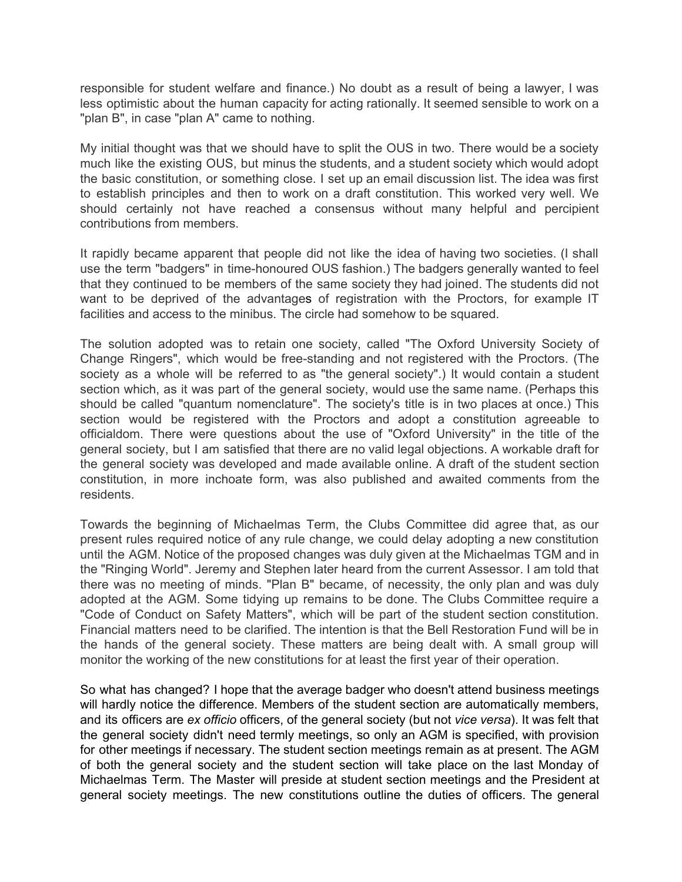responsible for student welfare and finance.) No doubt as a result of being a lawyer, I was less optimistic about the human capacity for acting rationally. It seemed sensible to work on a "plan B", in case "plan A" came to nothing.

My initial thought was that we should have to split the OUS in two. There would be a society much like the existing OUS, but minus the students, and a student society which would adopt the basic constitution, or something close. I set up an email discussion list. The idea was first to establish principles and then to work on a draft constitution. This worked very well. We should certainly not have reached a consensus without many helpful and percipient contributions from members.

It rapidly became apparent that people did not like the idea of having two societies. (I shall use the term "badgers" in time-honoured OUS fashion.) The badgers generally wanted to feel that they continued to be members of the same society they had joined. The students did not want to be deprived of the advantages of registration with the Proctors, for example IT facilities and access to the minibus. The circle had somehow to be squared.

The solution adopted was to retain one society, called "The Oxford University Society of Change Ringers", which would be free-standing and not registered with the Proctors. (The society as a whole will be referred to as "the general society".) It would contain a student section which, as it was part of the general society, would use the same name. (Perhaps this should be called "quantum nomenclature". The society's title is in two places at once.) This section would be registered with the Proctors and adopt a constitution agreeable to officialdom. There were questions about the use of "Oxford University" in the title of the general society, but I am satisfied that there are no valid legal objections. A workable draft for the general society was developed and made available online. A draft of the student section constitution, in more inchoate form, was also published and awaited comments from the residents.

Towards the beginning of Michaelmas Term, the Clubs Committee did agree that, as our present rules required notice of any rule change, we could delay adopting a new constitution until the AGM. Notice of the proposed changes was duly given at the Michaelmas TGM and in the "Ringing World". Jeremy and Stephen later heard from the current Assessor. I am told that there was no meeting of minds. "Plan B" became, of necessity, the only plan and was duly adopted at the AGM. Some tidying up remains to be done. The Clubs Committee require a "Code of Conduct on Safety Matters", which will be part of the student section constitution. Financial matters need to be clarified. The intention is that the Bell Restoration Fund will be in the hands of the general society. These matters are being dealt with. A small group will monitor the working of the new constitutions for at least the first year of their operation.

So what has changed? I hope that the average badger who doesn't attend business meetings will hardly notice the difference. Members of the student section are automatically members, and its officers are *ex officio* officers, of the general society (but not *vice versa*). It was felt that the general society didn't need termly meetings, so only an AGM is specified, with provision for other meetings if necessary. The student section meetings remain as at present. The AGM of both the general society and the student section will take place on the last Monday of Michaelmas Term. The Master will preside at student section meetings and the President at general society meetings. The new constitutions outline the duties of officers. The general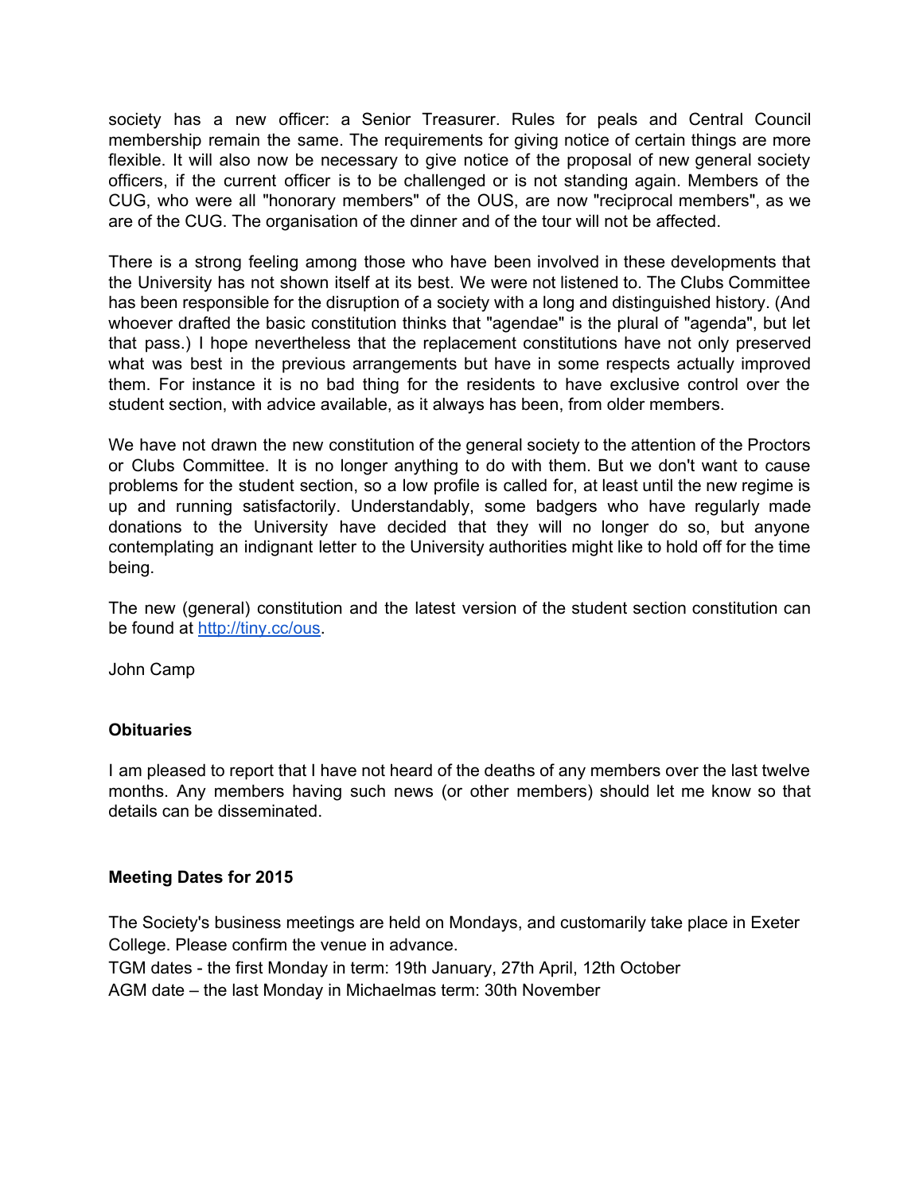society has a new officer: a Senior Treasurer. Rules for peals and Central Council membership remain the same. The requirements for giving notice of certain things are more flexible. It will also now be necessary to give notice of the proposal of new general society officers, if the current officer is to be challenged or is not standing again. Members of the CUG, who were all "honorary members" of the OUS, are now "reciprocal members", as we are of the CUG. The organisation of the dinner and of the tour will not be affected.

There is a strong feeling among those who have been involved in these developments that the University has not shown itself at its best. We were not listened to. The Clubs Committee has been responsible for the disruption of a society with a long and distinguished history. (And whoever drafted the basic constitution thinks that "agendae" is the plural of "agenda", but let that pass.) I hope nevertheless that the replacement constitutions have not only preserved what was best in the previous arrangements but have in some respects actually improved them. For instance it is no bad thing for the residents to have exclusive control over the student section, with advice available, as it always has been, from older members.

We have not drawn the new constitution of the general society to the attention of the Proctors or Clubs Committee. It is no longer anything to do with them. But we don't want to cause problems for the student section, so a low profile is called for, at least until the new regime is up and running satisfactorily. Understandably, some badgers who have regularly made donations to the University have decided that they will no longer do so, but anyone contemplating an indignant letter to the University authorities might like to hold off for the time being.

The new (general) constitution and the latest version of the student section constitution can be found at [http://tiny.cc/ous](http://tiny.cc/ous).

John Camp

**Obituaries**

I am pleased to report that I have not heard of the deaths of any members over the last twelve months. Any members having such news (or other members) should let me know so that details can be disseminated.

**Meeting Dates for 2015**

The Society's business meetings are held on Mondays, and customarily take place in Exeter College. Please confirm the venue in advance.
TGM dates - the first Monday in term: 19th January, 27th April, 12th October
AGM date – the last Monday in Michaelmas term: 30th November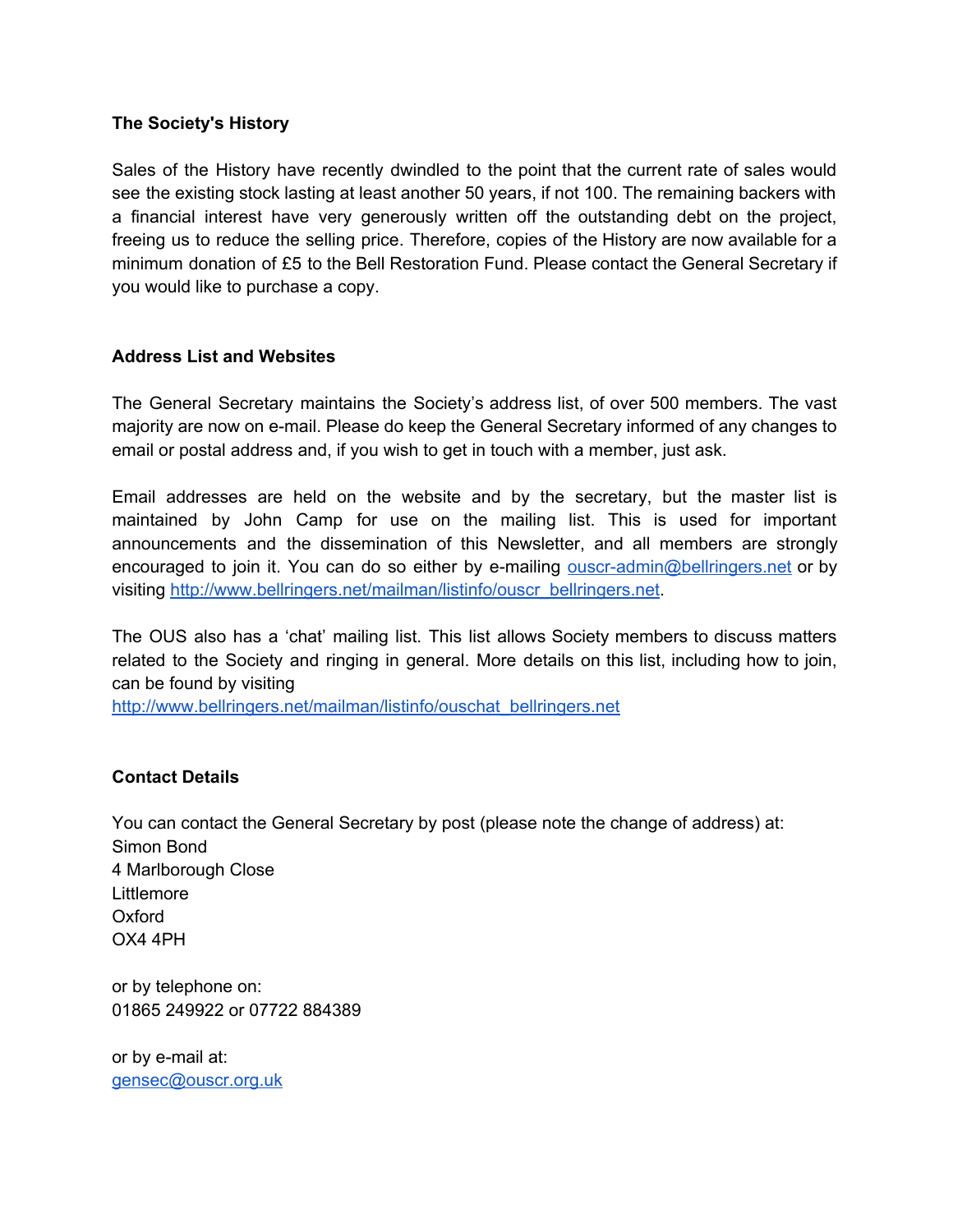**The Society's History**

Sales of the History have recently dwindled to the point that the current rate of sales would see the existing stock lasting at least another 50 years, if not 100. The remaining backers with a financial interest have very generously written off the outstanding debt on the project, freeing us to reduce the selling price. Therefore, copies of the History are now available for a minimum donation of £5 to the Bell Restoration Fund. Please contact the General Secretary if you would like to purchase a copy.

**Address List and Websites**

The General Secretary maintains the Society's address list, of over 500 members. The vast majority are now on e-mail. Please do keep the General Secretary informed of any changes to email or postal address and, if you wish to get in touch with a member, just ask.

Email addresses are held on the website and by the secretary, but the master list is maintained by John Camp for use on the mailing list. This is used for important announcements and the dissemination of this Newsletter, and all members are strongly encouraged to join it. You can do so either by e-mailing ouscr-admin@bellringers.net or by visiting http://www.bellringers.net/mailman/listinfo/ouscr_bellringers.net.

The OUS also has a 'chat' mailing list. This list allows Society members to discuss matters related to the Society and ringing in general. More details on this list, including how to join, can be found by visiting
http://www.bellringers.net/mailman/listinfo/ouschat_bellringers.net

**Contact Details**

You can contact the General Secretary by post (please note the change of address) at:
Simon Bond
4 Marlborough Close
Littlemore
Oxford
OX4 4PH

or by telephone on:
01865 249922 or 07722 884389

or by e-mail at:
gensec@ouscr.org.uk